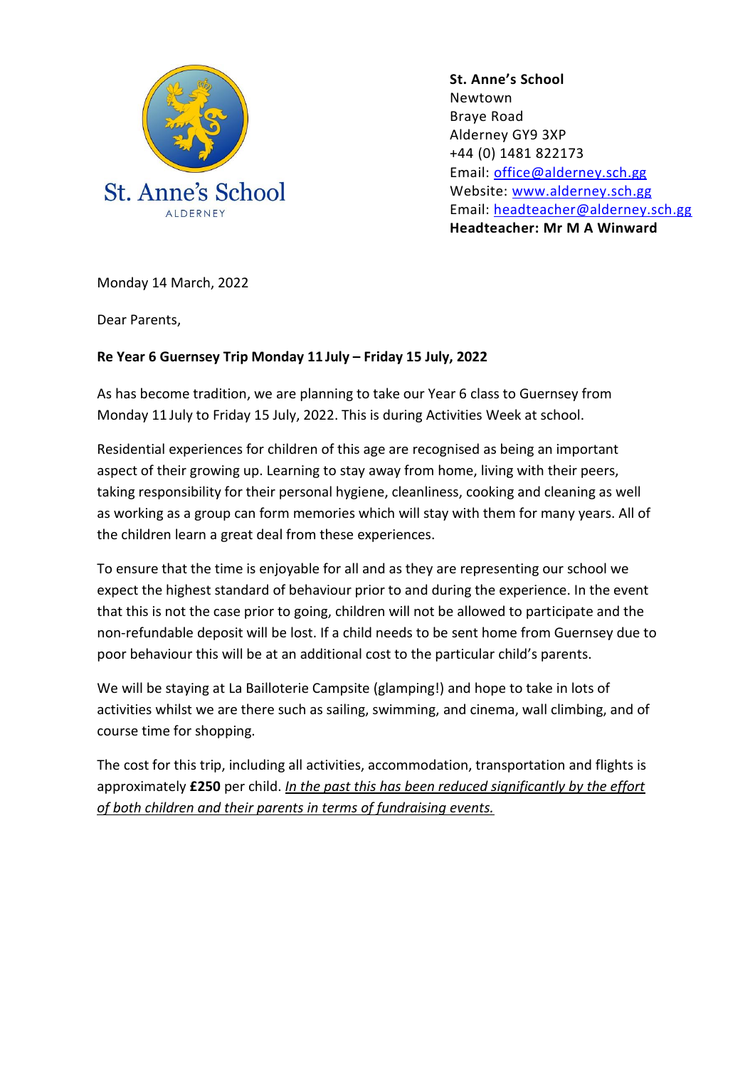St. Anne's School
ALDERNEY

**St. Anne's School**
Newtown
Braye Road
Alderney GY9 3XP
+44 (0) 1481 822173
Email: office@alderney.sch.gg
Website: www.alderney.sch.gg
Email: headteacher@alderney.sch.gg
**Headteacher: Mr M A Winward**

Monday 14 March, 2022

Dear Parents,

**Re Year 6 Guernsey Trip Monday 11 July – Friday 15 July, 2022**

As has become tradition, we are planning to take our Year 6 class to Guernsey from Monday 11 July to Friday 15 July, 2022. This is during Activities Week at school.

Residential experiences for children of this age are recognised as being an important aspect of their growing up. Learning to stay away from home, living with their peers, taking responsibility for their personal hygiene, cleanliness, cooking and cleaning as well as working as a group can form memories which will stay with them for many years. All of the children learn a great deal from these experiences.

To ensure that the time is enjoyable for all and as they are representing our school we expect the highest standard of behaviour prior to and during the experience. In the event that this is not the case prior to going, children will not be allowed to participate and the non-refundable deposit will be lost. If a child needs to be sent home from Guernsey due to poor behaviour this will be at an additional cost to the particular child's parents.

We will be staying at La Bailloterie Campsite (glamping!) and hope to take in lots of activities whilst we are there such as sailing, swimming, and cinema, wall climbing, and of course time for shopping.

The cost for this trip, including all activities, accommodation, transportation and flights is approximately **£250** per child. *In the past this has been reduced significantly by the effort of both children and their parents in terms of fundraising events.*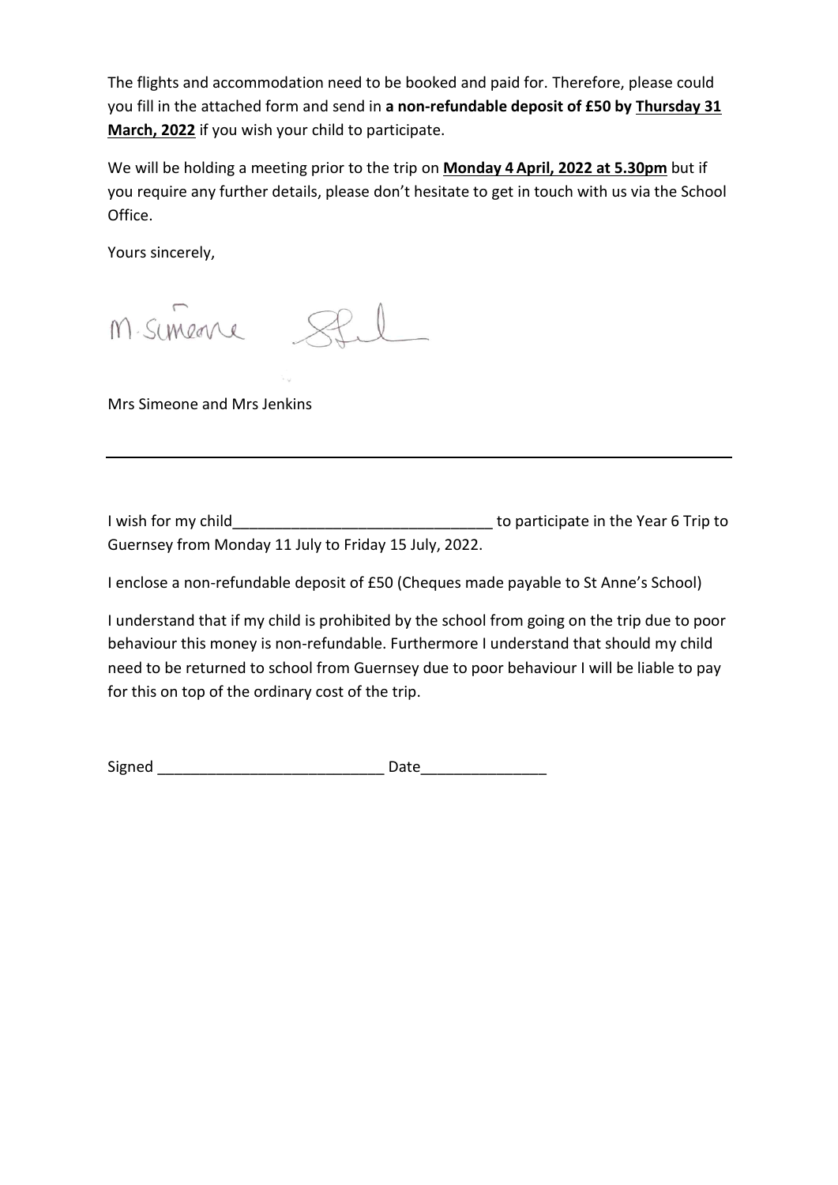The flights and accommodation need to be booked and paid for. Therefore, please could you fill in the attached form and send in **a non-refundable deposit of £50 by <u>Thursday 31 March, 2022</u>** if you wish your child to participate.

We will be holding a meeting prior to the trip on **<u>Monday 4 April, 2022 at 5.30pm</u>** but if you require any further details, please don't hesitate to get in touch with us via the School Office.

Yours sincerely,

M. Simeone

Mrs Simeone and Mrs Jenkins

---

I wish for my child______________________________ to participate in the Year 6 Trip to Guernsey from Monday 11 July to Friday 15 July, 2022.

I enclose a non-refundable deposit of £50 (Cheques made payable to St Anne's School)

I understand that if my child is prohibited by the school from going on the trip due to poor behaviour this money is non-refundable. Furthermore I understand that should my child need to be returned to school from Guernsey due to poor behaviour I will be liable to pay for this on top of the ordinary cost of the trip.

Signed __________________________ Date______________